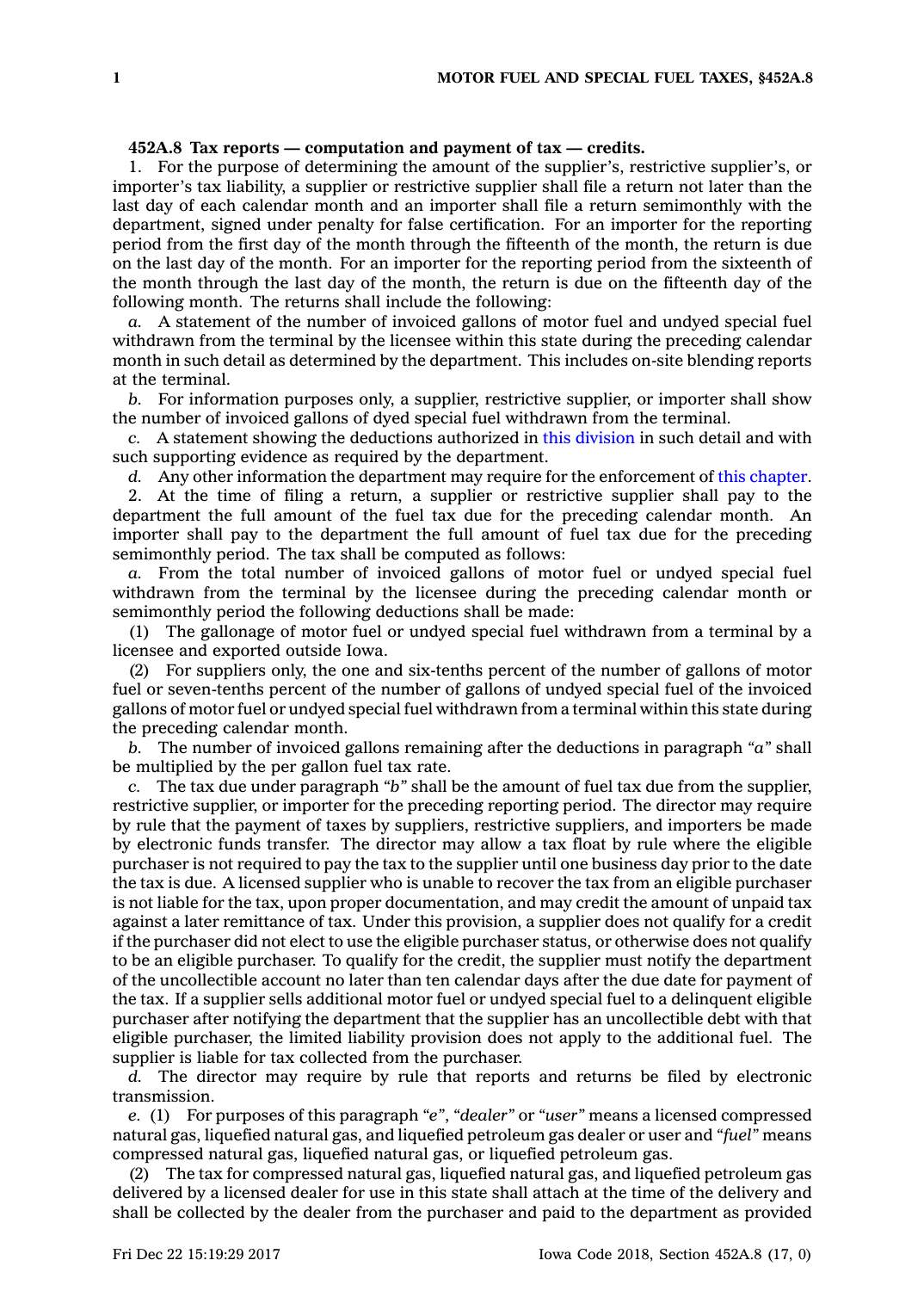**452A.8 Tax reports — computation and payment of tax — credits.**

1. For the purpose of determining the amount of the supplier's, restrictive supplier's, or importer's tax liability, a supplier or restrictive supplier shall file a return not later than the last day of each calendar month and an importer shall file a return semimonthly with the department, signed under penalty for false certification. For an importer for the reporting period from the first day of the month through the fifteenth of the month, the return is due on the last day of the month. For an importer for the reporting period from the sixteenth of the month through the last day of the month, the return is due on the fifteenth day of the following month. The returns shall include the following:

*a.* A statement of the number of invoiced gallons of motor fuel and undyed special fuel withdrawn from the terminal by the licensee within this state during the preceding calendar month in such detail as determined by the department. This includes on-site blending reports at the terminal.

*b.* For information purposes only, a supplier, restrictive supplier, or importer shall show the number of invoiced gallons of dyed special fuel withdrawn from the terminal.

*c.* A statement showing the deductions authorized in this division in such detail and with such supporting evidence as required by the department.

*d.* Any other information the department may require for the enforcement of this chapter.

2. At the time of filing a return, a supplier or restrictive supplier shall pay to the department the full amount of the fuel tax due for the preceding calendar month. An importer shall pay to the department the full amount of fuel tax due for the preceding semimonthly period. The tax shall be computed as follows:

*a.* From the total number of invoiced gallons of motor fuel or undyed special fuel withdrawn from the terminal by the licensee during the preceding calendar month or semimonthly period the following deductions shall be made:

(1) The gallonage of motor fuel or undyed special fuel withdrawn from a terminal by a licensee and exported outside Iowa.

(2) For suppliers only, the one and six-tenths percent of the number of gallons of motor fuel or seven-tenths percent of the number of gallons of undyed special fuel of the invoiced gallons of motor fuel or undyed special fuel withdrawn from a terminal within this state during the preceding calendar month.

*b.* The number of invoiced gallons remaining after the deductions in paragraph *"a"* shall be multiplied by the per gallon fuel tax rate.

*c.* The tax due under paragraph *"b"* shall be the amount of fuel tax due from the supplier, restrictive supplier, or importer for the preceding reporting period. The director may require by rule that the payment of taxes by suppliers, restrictive suppliers, and importers be made by electronic funds transfer. The director may allow a tax float by rule where the eligible purchaser is not required to pay the tax to the supplier until one business day prior to the date the tax is due. A licensed supplier who is unable to recover the tax from an eligible purchaser is not liable for the tax, upon proper documentation, and may credit the amount of unpaid tax against a later remittance of tax. Under this provision, a supplier does not qualify for a credit if the purchaser did not elect to use the eligible purchaser status, or otherwise does not qualify to be an eligible purchaser. To qualify for the credit, the supplier must notify the department of the uncollectible account no later than ten calendar days after the due date for payment of the tax. If a supplier sells additional motor fuel or undyed special fuel to a delinquent eligible purchaser after notifying the department that the supplier has an uncollectible debt with that eligible purchaser, the limited liability provision does not apply to the additional fuel. The supplier is liable for tax collected from the purchaser.

*d.* The director may require by rule that reports and returns be filed by electronic transmission.

*e.* (1) For purposes of this paragraph *"e"*, *"dealer"* or *"user"* means a licensed compressed natural gas, liquefied natural gas, and liquefied petroleum gas dealer or user and *"fuel"* means compressed natural gas, liquefied natural gas, or liquefied petroleum gas.

(2) The tax for compressed natural gas, liquefied natural gas, and liquefied petroleum gas delivered by a licensed dealer for use in this state shall attach at the time of the delivery and shall be collected by the dealer from the purchaser and paid to the department as provided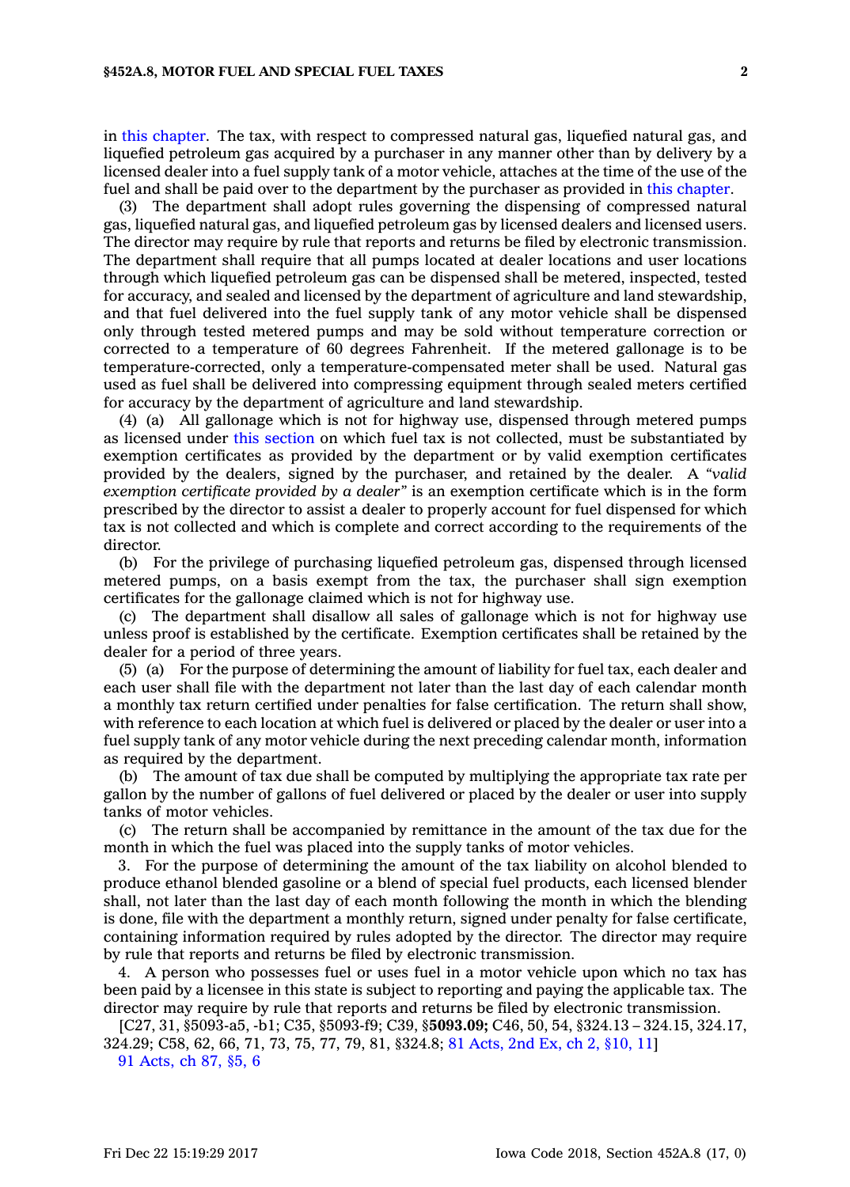in this chapter. The tax, with respect to compressed natural gas, liquefied natural gas, and liquefied petroleum gas acquired by a purchaser in any manner other than by delivery by a licensed dealer into a fuel supply tank of a motor vehicle, attaches at the time of the use of the fuel and shall be paid over to the department by the purchaser as provided in this chapter.

(3) The department shall adopt rules governing the dispensing of compressed natural gas, liquefied natural gas, and liquefied petroleum gas by licensed dealers and licensed users. The director may require by rule that reports and returns be filed by electronic transmission. The department shall require that all pumps located at dealer locations and user locations through which liquefied petroleum gas can be dispensed shall be metered, inspected, tested for accuracy, and sealed and licensed by the department of agriculture and land stewardship, and that fuel delivered into the fuel supply tank of any motor vehicle shall be dispensed only through tested metered pumps and may be sold without temperature correction or corrected to a temperature of 60 degrees Fahrenheit. If the metered gallonage is to be temperature-corrected, only a temperature-compensated meter shall be used. Natural gas used as fuel shall be delivered into compressing equipment through sealed meters certified for accuracy by the department of agriculture and land stewardship.

(4) (a) All gallonage which is not for highway use, dispensed through metered pumps as licensed under this section on which fuel tax is not collected, must be substantiated by exemption certificates as provided by the department or by valid exemption certificates provided by the dealers, signed by the purchaser, and retained by the dealer. A *"valid exemption certificate provided by a dealer"* is an exemption certificate which is in the form prescribed by the director to assist a dealer to properly account for fuel dispensed for which tax is not collected and which is complete and correct according to the requirements of the director.

(b) For the privilege of purchasing liquefied petroleum gas, dispensed through licensed metered pumps, on a basis exempt from the tax, the purchaser shall sign exemption certificates for the gallonage claimed which is not for highway use.

(c) The department shall disallow all sales of gallonage which is not for highway use unless proof is established by the certificate. Exemption certificates shall be retained by the dealer for a period of three years.

(5) (a) For the purpose of determining the amount of liability for fuel tax, each dealer and each user shall file with the department not later than the last day of each calendar month a monthly tax return certified under penalties for false certification. The return shall show, with reference to each location at which fuel is delivered or placed by the dealer or user into a fuel supply tank of any motor vehicle during the next preceding calendar month, information as required by the department.

(b) The amount of tax due shall be computed by multiplying the appropriate tax rate per gallon by the number of gallons of fuel delivered or placed by the dealer or user into supply tanks of motor vehicles.

(c) The return shall be accompanied by remittance in the amount of the tax due for the month in which the fuel was placed into the supply tanks of motor vehicles.

3. For the purpose of determining the amount of the tax liability on alcohol blended to produce ethanol blended gasoline or a blend of special fuel products, each licensed blender shall, not later than the last day of each month following the month in which the blending is done, file with the department a monthly return, signed under penalty for false certificate, containing information required by rules adopted by the director. The director may require by rule that reports and returns be filed by electronic transmission.

4. A person who possesses fuel or uses fuel in a motor vehicle upon which no tax has been paid by a licensee in this state is subject to reporting and paying the applicable tax. The director may require by rule that reports and returns be filed by electronic transmission.

[C27, 31, §5093-a5, -b1; C35, §5093-f9; C39, §**5093.09;** C46, 50, 54, §324.13 – 324.15, 324.17, 324.29; C58, 62, 66, 71, 73, 75, 77, 79, 81, §324.8; 81 Acts, 2nd Ex, ch 2, §10, 11]

91 Acts, ch 87, §5, 6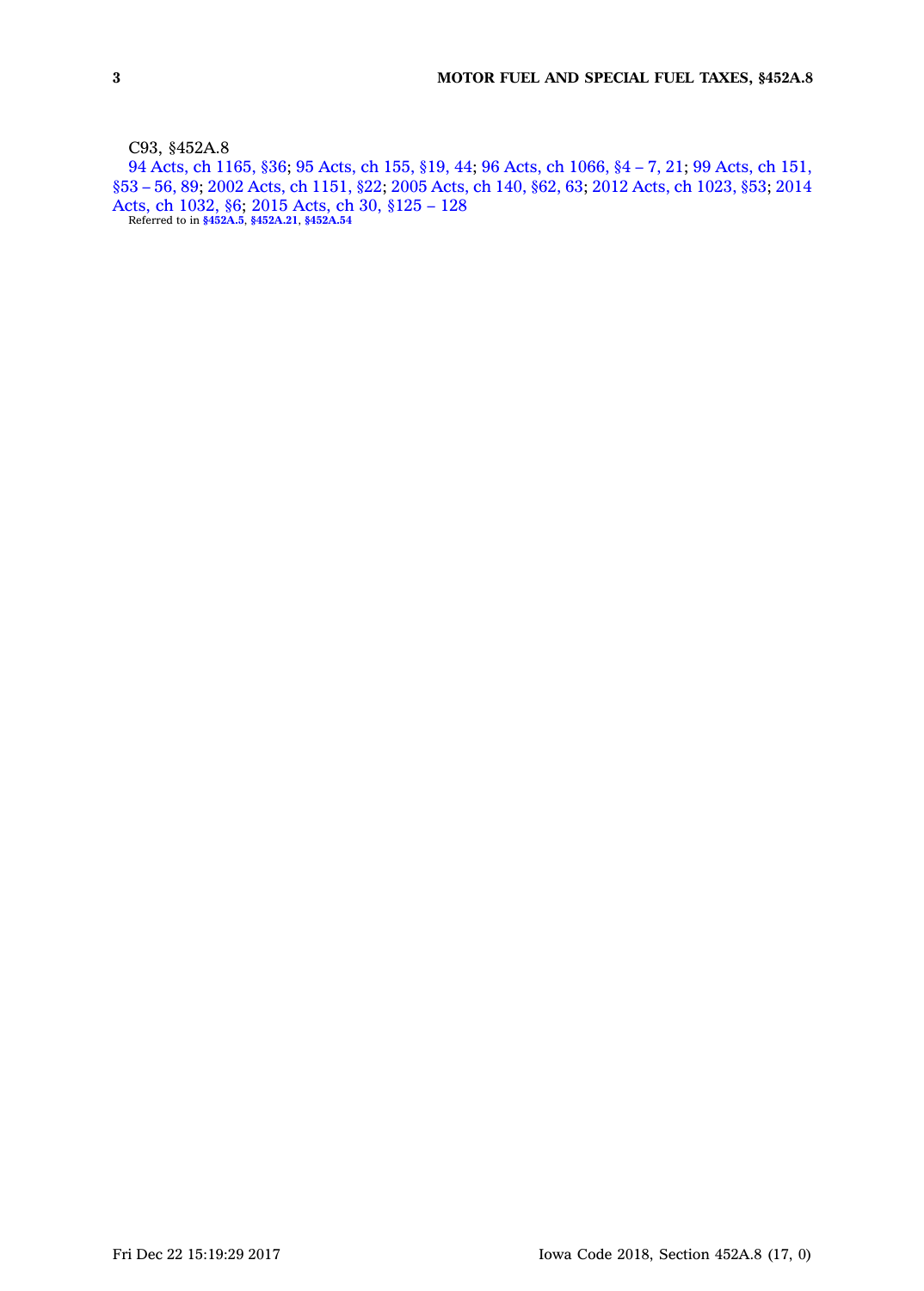C93, §452A.8

94 Acts, ch 1165, §36; 95 Acts, ch 155, §19, 44; 96 Acts, ch 1066, §4 – 7, 21; 99 Acts, ch 151, §53 – 56, 89; 2002 Acts, ch 1151, §22; 2005 Acts, ch 140, §62, 63; 2012 Acts, ch 1023, §53; 2014 Acts, ch 1032, §6; 2015 Acts, ch 30, §125 – 128

Referred to in **§452A.5**, **§452A.21**, **§452A.54**